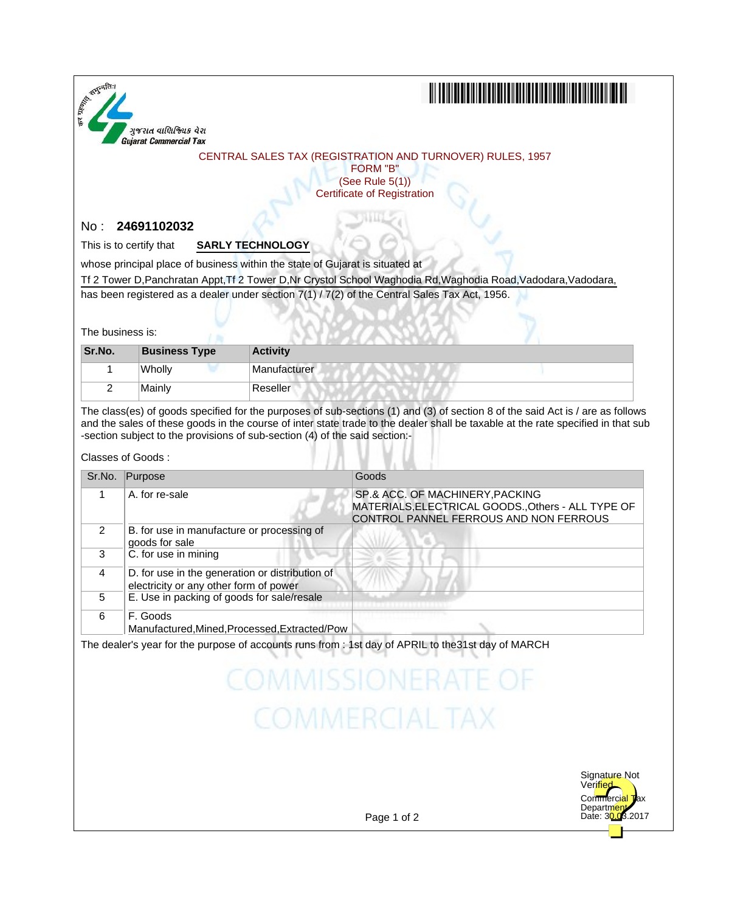ગુજરાત વાણિજ્યિક વેરા
Gujarat Commercial Tax

CENTRAL SALES TAX (REGISTRATION AND TURNOVER) RULES, 1957
FORM "B"
(See Rule 5(1))
Certificate of Registration

No : **24691102032**

This is to certify that **SARLY TECHNOLOGY**

whose principal place of business within the state of Gujarat is situated at

Tf 2 Tower D,Panchratan Appt,Tf 2 Tower D,Nr Crystol School Waghodia Rd,Waghodia Road,Vadodara,Vadodara,

has been registered as a dealer under section 7(1) / 7(2) of the Central Sales Tax Act, 1956.

The business is:

| Sr.No. | Business Type | Activity |
|---|---|---|
| 1 | Wholly | Manufacturer |
| 2 | Mainly | Reseller |

The class(es) of goods specified for the purposes of sub-sections (1) and (3) of section 8 of the said Act is / are as follows and the sales of these goods in the course of inter state trade to the dealer shall be taxable at the rate specified in that sub -section subject to the provisions of sub-section (4) of the said section:-

Classes of Goods :

| Sr.No. | Purpose | Goods |
|---|---|---|
| 1 | A. for re-sale | SP.& ACC. OF MACHINERY,PACKING MATERIALS,ELECTRICAL GOODS.,Others - ALL TYPE OF CONTROL PANNEL FERROUS AND NON FERROUS |
| 2 | B. for use in manufacture or processing of goods for sale | |
| 3 | C. for use in mining | |
| 4 | D. for use in the generation or distribution of electricity or any other form of power | |
| 5 | E. Use in packing of goods for sale/resale | |
| 6 | F. Goods Manufactured,Mined,Processed,Extracted/Pow | |

The dealer's year for the purpose of accounts runs from : 1st day of APRIL to the31st day of MARCH

COMMISSIONERATE OF COMMERCIAL TAX

Signature Not Verified
Commercial Tax Department
Date: 30.03.2017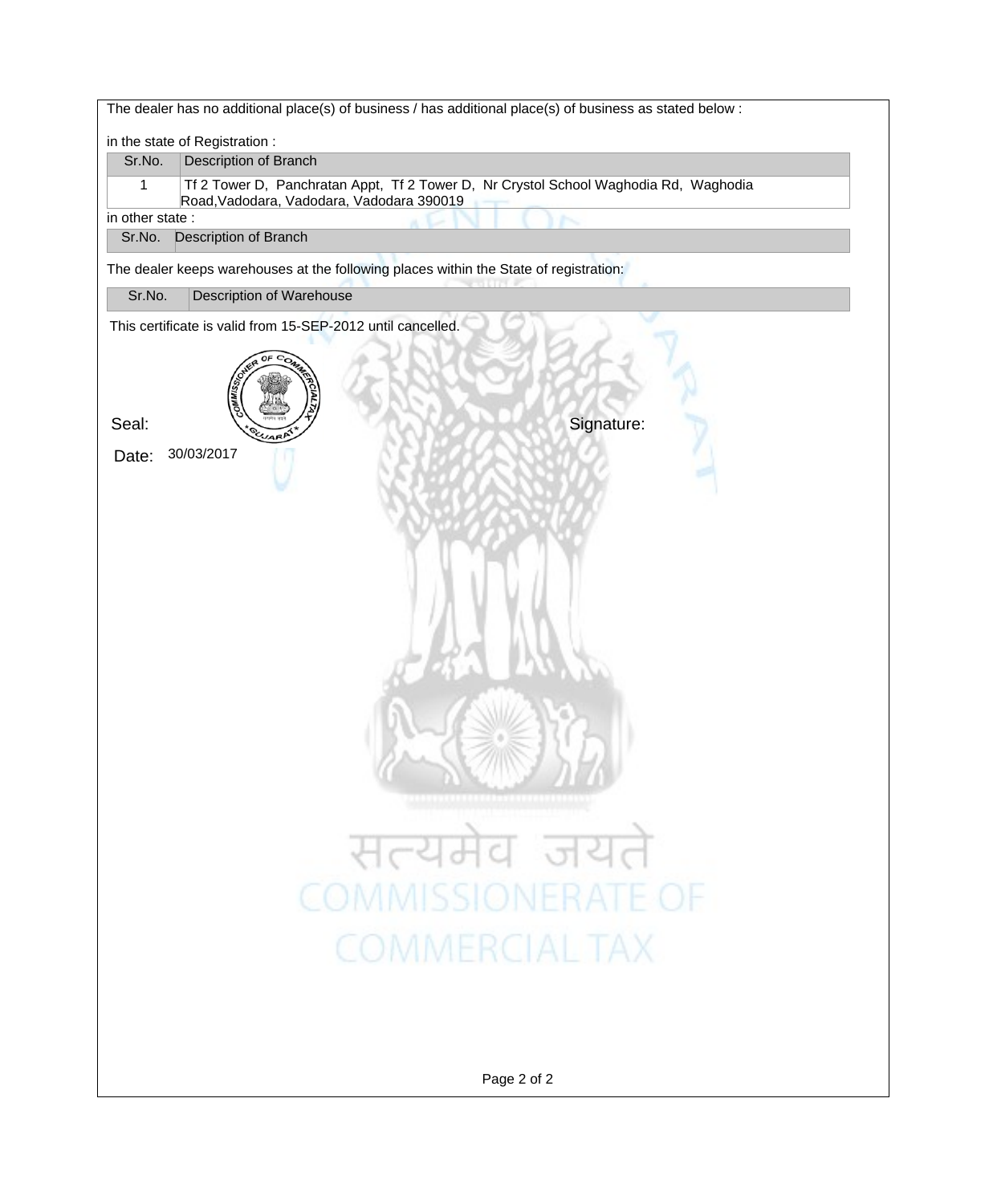The dealer has no additional place(s) of business / has additional place(s) of business as stated below :

in the state of Registration :

| Sr.No. | Description of Branch |
|---|---|
| 1 | Tf 2 Tower D, Panchratan Appt, Tf 2 Tower D, Nr Crystol School Waghodia Rd, Waghodia Road,Vadodara, Vadodara, Vadodara 390019 |

in other state :

| Sr.No. | Description of Branch |
|---|---|

The dealer keeps warehouses at the following places within the State of registration:

| Sr.No. | Description of Warehouse |
|---|---|

This certificate is valid from 15-SEP-2012 until cancelled.

Seal:

Signature:

Date: 30/03/2017